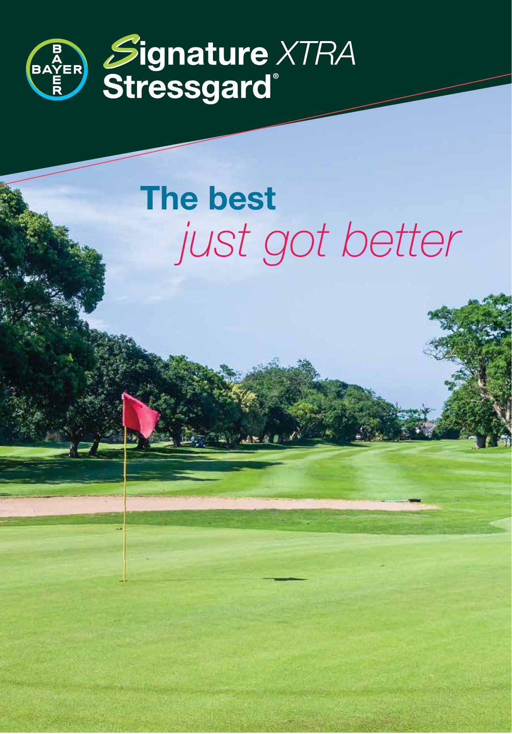BAYER

# Signature XTRA Stressgard®

## The best *just got better*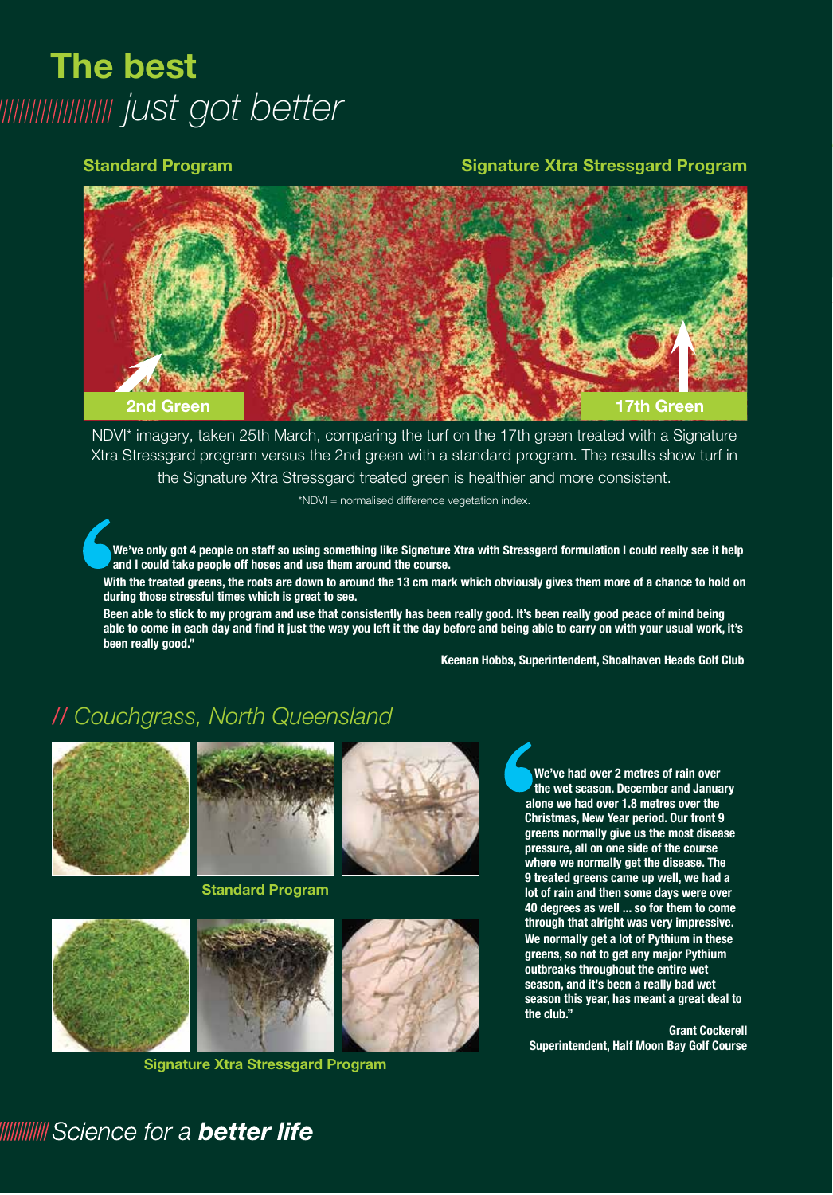# The best

## *just got better*

**Standard Program** | **Signature Xtra Stressgard Program**

2nd Green | 17th Green

NDVI* imagery, taken 25th March, comparing the turf on the 17th green treated with a Signature Xtra Stressgard program versus the 2nd green with a standard program. The results show turf in the Signature Xtra Stressgard treated green is healthier and more consistent.

*NDVI = normalised difference vegetation index.

> **We've only got 4 people on staff so using something like Signature Xtra with Stressgard formulation I could really see it help and I could take people off hoses and use them around the course.**
>
> **With the treated greens, the roots are down to around the 13 cm mark which obviously gives them more of a chance to hold on during those stressful times which is great to see.**
>
> **Been able to stick to my program and use that consistently has been really good. It's been really good peace of mind being able to come in each day and find it just the way you left it the day before and being able to carry on with your usual work, it's been really good."**
>
> **Keenan Hobbs, Superintendent, Shoalhaven Heads Golf Club**

## // *Couchgrass, North Queensland*

**Standard Program**

**Signature Xtra Stressgard Program**

> **We've had over 2 metres of rain over the wet season. December and January alone we had over 1.8 metres over the Christmas, New Year period. Our front 9 greens normally give us the most disease pressure, all on one side of the course where we normally get the disease. The 9 treated greens came up well, we had a lot of rain and then some days were over 40 degrees as well ... so for them to come through that alright was very impressive. We normally get a lot of Pythium in these greens, so not to get any major Pythium outbreaks throughout the entire wet season, and it's been a really bad wet season this year, has meant a great deal to the club."**
>
> **Grant Cockerell**
> **Superintendent, Half Moon Bay Golf Course**

*Science for a* ***better life***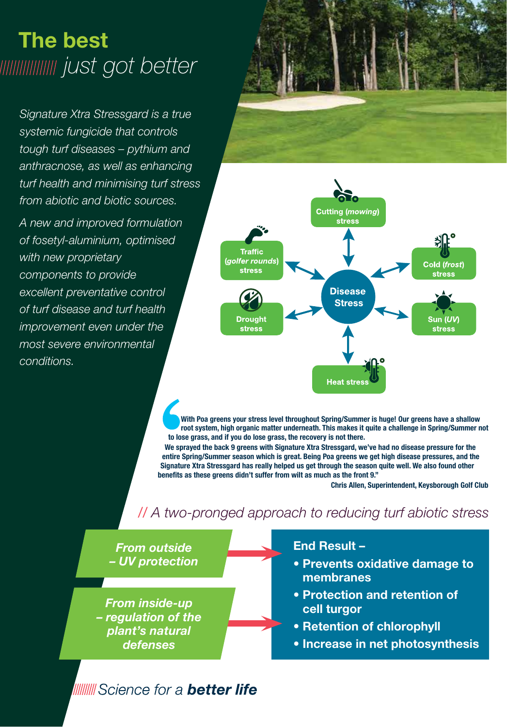# The best
## *just got better*

*Signature Xtra Stressgard is a true systemic fungicide that controls tough turf diseases – pythium and anthracnose, as well as enhancing turf health and minimising turf stress from abiotic and biotic sources.*

*A new and improved formulation of fosetyl-aluminium, optimised with new proprietary components to provide excellent preventative control of turf disease and turf health improvement even under the most severe environmental conditions.*

**Disease Stress**

- Cutting (*mowing*) stress
- Traffic (*golfer rounds*) stress
- Cold (*frost*) stress
- Drought stress
- Sun (*UV*) stress
- Heat stress

> **With Poa greens your stress level throughout Spring/Summer is huge! Our greens have a shallow root system, high organic matter underneath. This makes it quite a challenge in Spring/Summer not to lose grass, and if you do lose grass, the recovery is not there.**
>
> **We sprayed the back 9 greens with Signature Xtra Stressgard, we've had no disease pressure for the entire Spring/Summer season which is great. Being Poa greens we get high disease pressures, and the Signature Xtra Stressgard has really helped us get through the season quite well. We also found other benefits as these greens didn't suffer from wilt as much as the front 9."**
>
> **Chris Allen, Superintendent, Keysborough Golf Club**

## // *A two-pronged approach to reducing turf abiotic stress*

***From outside – UV protection***

***From inside-up – regulation of the plant's natural defenses***

**End Result –**

- **Prevents oxidative damage to membranes**
- **Protection and retention of cell turgor**
- **Retention of chlorophyll**
- **Increase in net photosynthesis**

*Science for a* ***better life***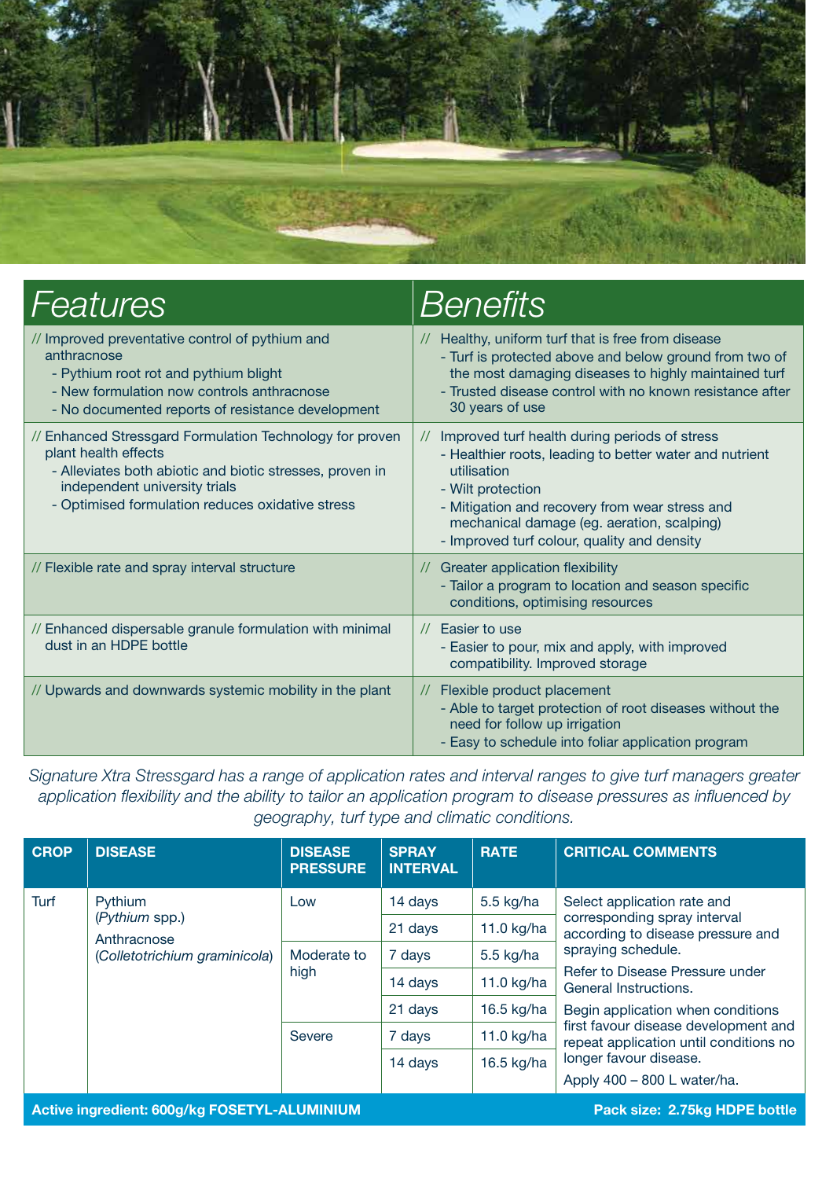| Features | Benefits |
|---|---|
| // Improved preventative control of pythium and anthracnose<br>- Pythium root rot and pythium blight<br>- New formulation now controls anthracnose<br>- No documented reports of resistance development | // Healthy, uniform turf that is free from disease<br>- Turf is protected above and below ground from two of the most damaging diseases to highly maintained turf<br>- Trusted disease control with no known resistance after 30 years of use |
| // Enhanced Stressgard Formulation Technology for proven plant health effects<br>- Alleviates both abiotic and biotic stresses, proven in independent university trials<br>- Optimised formulation reduces oxidative stress | // Improved turf health during periods of stress<br>- Healthier roots, leading to better water and nutrient utilisation<br>- Wilt protection<br>- Mitigation and recovery from wear stress and mechanical damage (eg. aeration, scalping)<br>- Improved turf colour, quality and density |
| // Flexible rate and spray interval structure | // Greater application flexibility<br>- Tailor a program to location and season specific conditions, optimising resources |
| // Enhanced dispersable granule formulation with minimal dust in an HDPE bottle | // Easier to use<br>- Easier to pour, mix and apply, with improved compatibility. Improved storage |
| // Upwards and downwards systemic mobility in the plant | // Flexible product placement<br>- Able to target protection of root diseases without the need for follow up irrigation<br>- Easy to schedule into foliar application program |

*Signature Xtra Stressgard has a range of application rates and interval ranges to give turf managers greater application flexibility and the ability to tailor an application program to disease pressures as influenced by geography, turf type and climatic conditions.*

| CROP | DISEASE | DISEASE PRESSURE | SPRAY INTERVAL | RATE | CRITICAL COMMENTS |
|---|---|---|---|---|---|
| Turf | Pythium (*Pythium* spp.)<br>Anthracnose (*Colletotrichium graminicola*) | Low | 14 days | 5.5 kg/ha | Select application rate and corresponding spray interval according to disease pressure and spraying schedule.<br>Refer to Disease Pressure under General Instructions.<br>Begin application when conditions first favour disease development and repeat application until conditions no longer favour disease.<br>Apply 400 – 800 L water/ha. |
| | | | 21 days | 11.0 kg/ha | |
| | | Moderate to high | 7 days | 5.5 kg/ha | |
| | | | 14 days | 11.0 kg/ha | |
| | | | 21 days | 16.5 kg/ha | |
| | | Severe | 7 days | 11.0 kg/ha | |
| | | | 14 days | 16.5 kg/ha | |

**Active ingredient: 600g/kg FOSETYL-ALUMINIUM** **Pack size: 2.75kg HDPE bottle**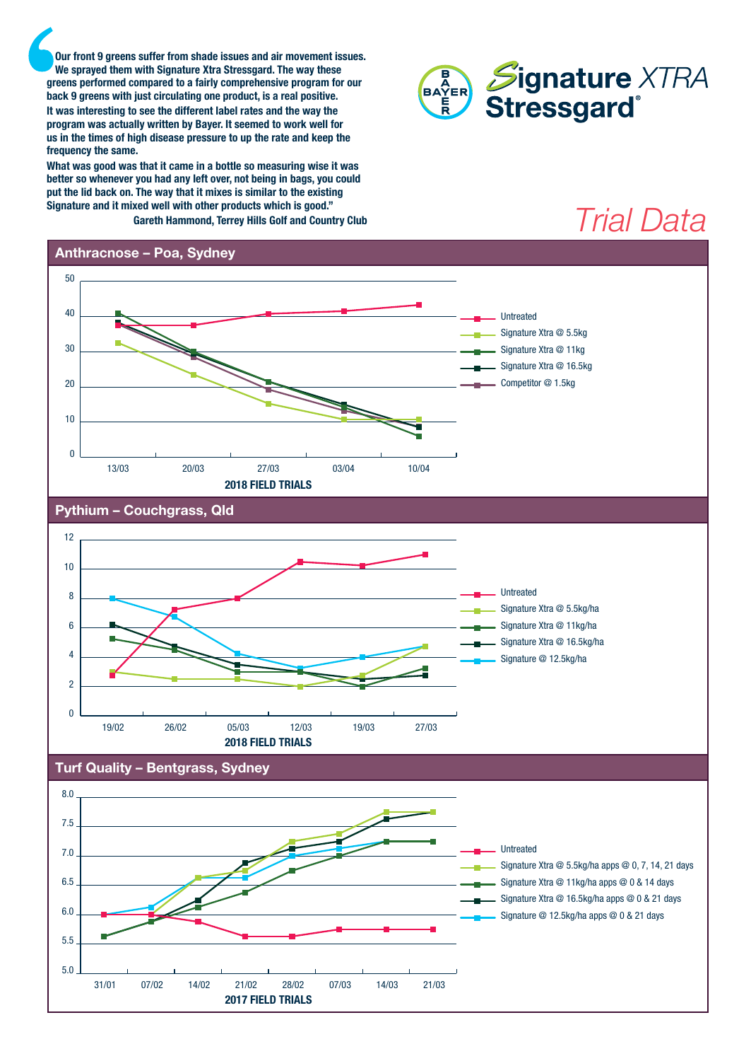"Our front 9 greens suffer from shade issues and air movement issues. We sprayed them with Signature Xtra Stressgard. The way these greens performed compared to a fairly comprehensive program for our back 9 greens with just circulating one product, is a real positive.

It was interesting to see the different label rates and the way the program was actually written by Bayer. It seemed to work well for us in the times of high disease pressure to up the rate and keep the frequency the same.

What was good was that it came in a bottle so measuring wise it was better so whenever you had any left over, not being in bags, you could put the lid back on. The way that it mixes is similar to the existing Signature and it mixed well with other products which is good."

**Gareth Hammond, Terrey Hills Golf and Country Club**

BAYER

**Signature XTRA Stressgard®**

# Trial Data

## Anthracnose – Poa, Sydney

Legend: Untreated; Signature Xtra @ 5.5kg; Signature Xtra @ 11kg; Signature Xtra @ 16.5kg; Competitor @ 1.5kg

X-axis dates: 13/03, 20/03, 27/03, 03/04, 10/04 — **2018 FIELD TRIALS**

Y-axis: 0, 10, 20, 30, 40, 50

## Pythium – Couchgrass, Qld

Legend: Untreated; Signature Xtra @ 5.5kg/ha; Signature Xtra @ 11kg/ha; Signature Xtra @ 16.5kg/ha; Signature @ 12.5kg/ha

X-axis dates: 19/02, 26/02, 05/03, 12/03, 19/03, 27/03 — **2018 FIELD TRIALS**

Y-axis: 0, 2, 4, 6, 8, 10, 12

## Turf Quality – Bentgrass, Sydney

Legend: Untreated; Signature Xtra @ 5.5kg/ha apps @ 0, 7, 14, 21 days; Signature Xtra @ 11kg/ha apps @ 0 & 14 days; Signature Xtra @ 16.5kg/ha apps @ 0 & 21 days; Signature @ 12.5kg/ha apps @ 0 & 21 days

X-axis dates: 31/01, 07/02, 14/02, 21/02, 28/02, 07/03, 14/03, 21/03 — **2017 FIELD TRIALS**

Y-axis: 5.0, 5.5, 6.0, 6.5, 7.0, 7.5, 8.0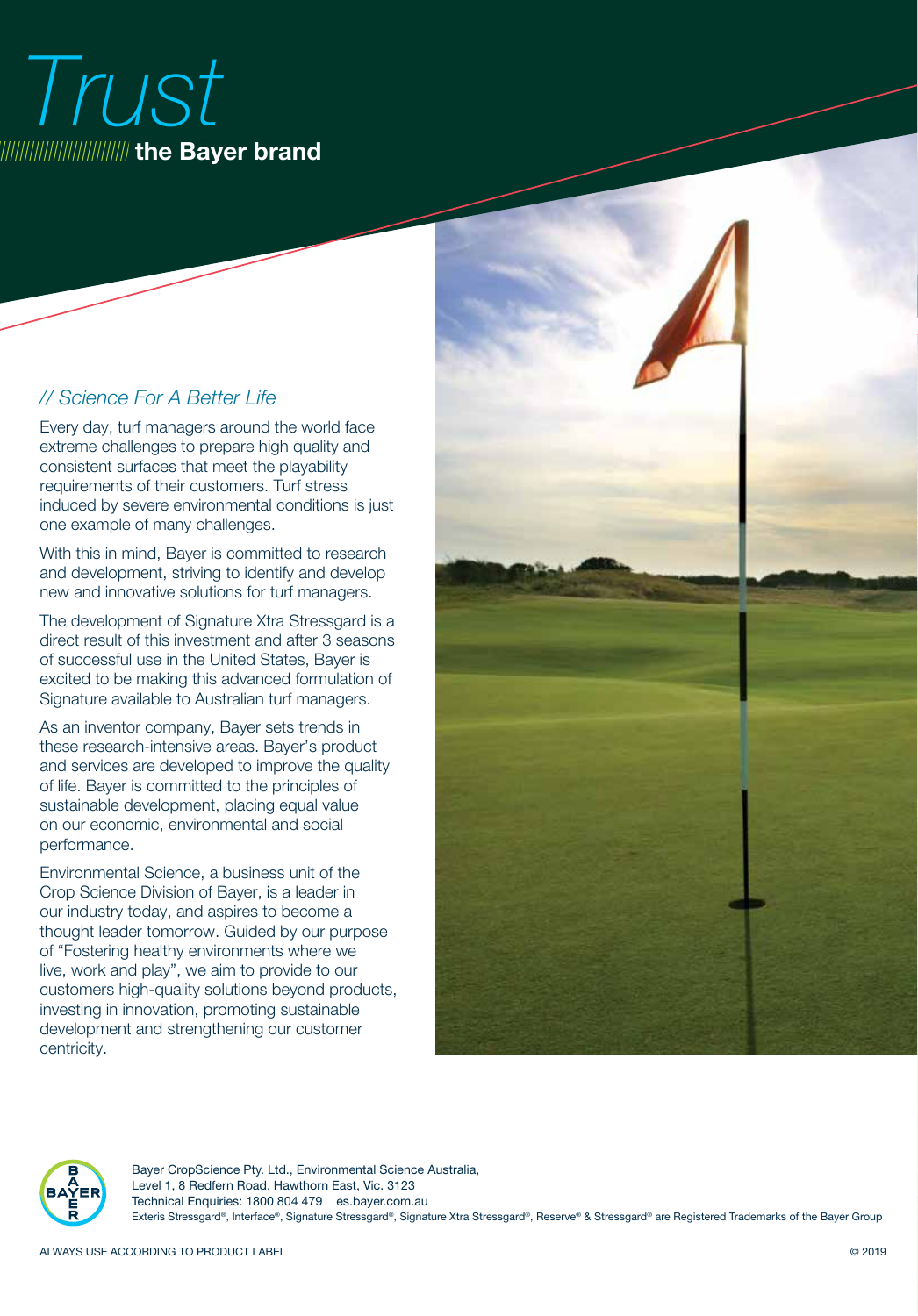# *Trust*

## the Bayer brand

### *// Science For A Better Life*

Every day, turf managers around the world face extreme challenges to prepare high quality and consistent surfaces that meet the playability requirements of their customers. Turf stress induced by severe environmental conditions is just one example of many challenges.

With this in mind, Bayer is committed to research and development, striving to identify and develop new and innovative solutions for turf managers.

The development of Signature Xtra Stressgard is a direct result of this investment and after 3 seasons of successful use in the United States, Bayer is excited to be making this advanced formulation of Signature available to Australian turf managers.

As an inventor company, Bayer sets trends in these research-intensive areas. Bayer's product and services are developed to improve the quality of life. Bayer is committed to the principles of sustainable development, placing equal value on our economic, environmental and social performance.

Environmental Science, a business unit of the Crop Science Division of Bayer, is a leader in our industry today, and aspires to become a thought leader tomorrow. Guided by our purpose of "Fostering healthy environments where we live, work and play", we aim to provide to our customers high-quality solutions beyond products, investing in innovation, promoting sustainable development and strengthening our customer centricity.

Bayer CropScience Pty. Ltd., Environmental Science Australia,
Level 1, 8 Redfern Road, Hawthorn East, Vic. 3123
Technical Enquiries: 1800 804 479 es.bayer.com.au
Exteris Stressgard®, Interface®, Signature Stressgard®, Signature Xtra Stressgard®, Reserve® & Stressgard® are Registered Trademarks of the Bayer Group

ALWAYS USE ACCORDING TO PRODUCT LABEL

© 2019